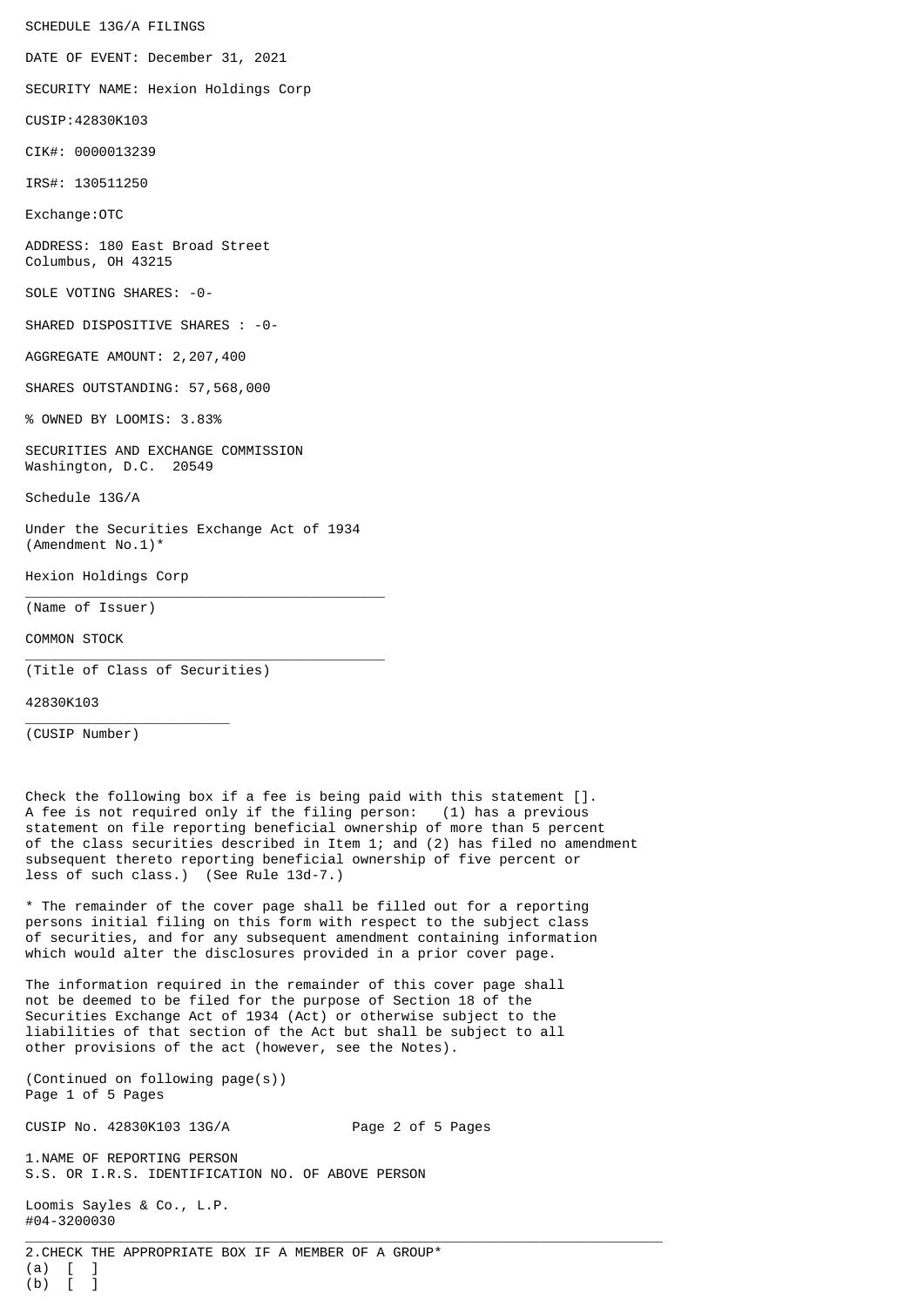SCHEDULE 13G/A FILINGS

DATE OF EVENT: December 31, 2021

SECURITY NAME: Hexion Holdings Corp

CUSIP:42830K103

CIK#: 0000013239

IRS#: 130511250

Exchange:OTC

ADDRESS: 180 East Broad Street
Columbus, OH 43215

SOLE VOTING SHARES: -0-

SHARED DISPOSITIVE SHARES : -0-

AGGREGATE AMOUNT: 2,207,400

SHARES OUTSTANDING: 57,568,000

% OWNED BY LOOMIS: 3.83%

SECURITIES AND EXCHANGE COMMISSION
Washington, D.C. 20549

Schedule 13G/A

Under the Securities Exchange Act of 1934
(Amendment No.1)*

Hexion Holdings Corp

(Name of Issuer)

COMMON STOCK

(Title of Class of Securities)

42830K103

(CUSIP Number)

Check the following box if a fee is being paid with this statement [].
A fee is not required only if the filing person: (1) has a previous statement on file reporting beneficial ownership of more than 5 percent of the class securities described in Item 1; and (2) has filed no amendment subsequent thereto reporting beneficial ownership of five percent or less of such class.) (See Rule 13d-7.)

* The remainder of the cover page shall be filled out for a reporting persons initial filing on this form with respect to the subject class of securities, and for any subsequent amendment containing information which would alter the disclosures provided in a prior cover page.

The information required in the remainder of this cover page shall not be deemed to be filed for the purpose of Section 18 of the Securities Exchange Act of 1934 (Act) or otherwise subject to the liabilities of that section of the Act but shall be subject to all other provisions of the act (however, see the Notes).

(Continued on following page(s))

CUSIP No. 42830K103 13G/A

1.NAME OF REPORTING PERSON
S.S. OR I.R.S. IDENTIFICATION NO. OF ABOVE PERSON

Loomis Sayles & Co., L.P.
#04-3200030

2.CHECK THE APPROPRIATE BOX IF A MEMBER OF A GROUP*
(a) [ ]
(b) [ ]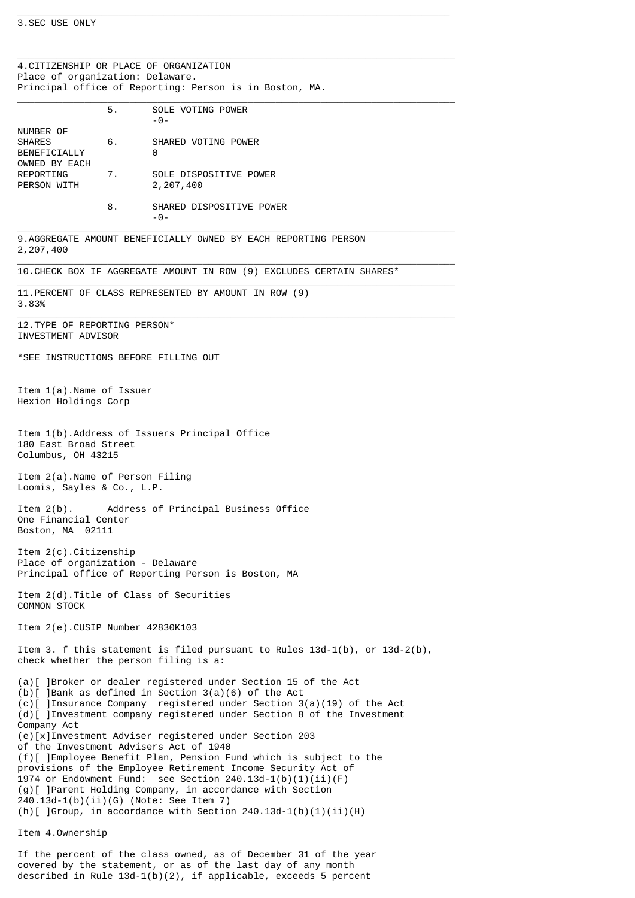3.SEC USE ONLY

---

4.CITIZENSHIP OR PLACE OF ORGANIZATION
Place of organization: Delaware.
Principal office of Reporting: Person is in Boston, MA.

---

| NUMBER OF SHARES BENEFICIALLY OWNED BY EACH REPORTING PERSON WITH | | |
|---|---|---|
| | 5. | SOLE VOTING POWER -0- |
| | 6. | SHARED VOTING POWER 0 |
| | 7. | SOLE DISPOSITIVE POWER 2,207,400 |
| | 8. | SHARED DISPOSITIVE POWER -0- |

---

9.AGGREGATE AMOUNT BENEFICIALLY OWNED BY EACH REPORTING PERSON
2,207,400

---

10.CHECK BOX IF AGGREGATE AMOUNT IN ROW (9) EXCLUDES CERTAIN SHARES*

---

11.PERCENT OF CLASS REPRESENTED BY AMOUNT IN ROW (9)
3.83%

---

12.TYPE OF REPORTING PERSON*
INVESTMENT ADVISOR

*SEE INSTRUCTIONS BEFORE FILLING OUT

Item 1(a).Name of Issuer
Hexion Holdings Corp

Item 1(b).Address of Issuers Principal Office
180 East Broad Street
Columbus, OH 43215

Item 2(a).Name of Person Filing
Loomis, Sayles & Co., L.P.

Item 2(b). Address of Principal Business Office
One Financial Center
Boston, MA 02111

Item 2(c).Citizenship
Place of organization - Delaware
Principal office of Reporting Person is Boston, MA

Item 2(d).Title of Class of Securities
COMMON STOCK

Item 2(e).CUSIP Number 42830K103

Item 3. f this statement is filed pursuant to Rules 13d-1(b), or 13d-2(b), check whether the person filing is a:

(a)[ ]Broker or dealer registered under Section 15 of the Act
(b)[ ]Bank as defined in Section 3(a)(6) of the Act
(c)[ ]Insurance Company registered under Section 3(a)(19) of the Act
(d)[ ]Investment company registered under Section 8 of the Investment Company Act
(e)[x]Investment Adviser registered under Section 203 of the Investment Advisers Act of 1940
(f)[ ]Employee Benefit Plan, Pension Fund which is subject to the provisions of the Employee Retirement Income Security Act of 1974 or Endowment Fund: see Section 240.13d-1(b)(1)(ii)(F)
(g)[ ]Parent Holding Company, in accordance with Section 240.13d-1(b)(ii)(G) (Note: See Item 7)
(h)[ ]Group, in accordance with Section 240.13d-1(b)(1)(ii)(H)

Item 4.Ownership

If the percent of the class owned, as of December 31 of the year covered by the statement, or as of the last day of any month described in Rule 13d-1(b)(2), if applicable, exceeds 5 percent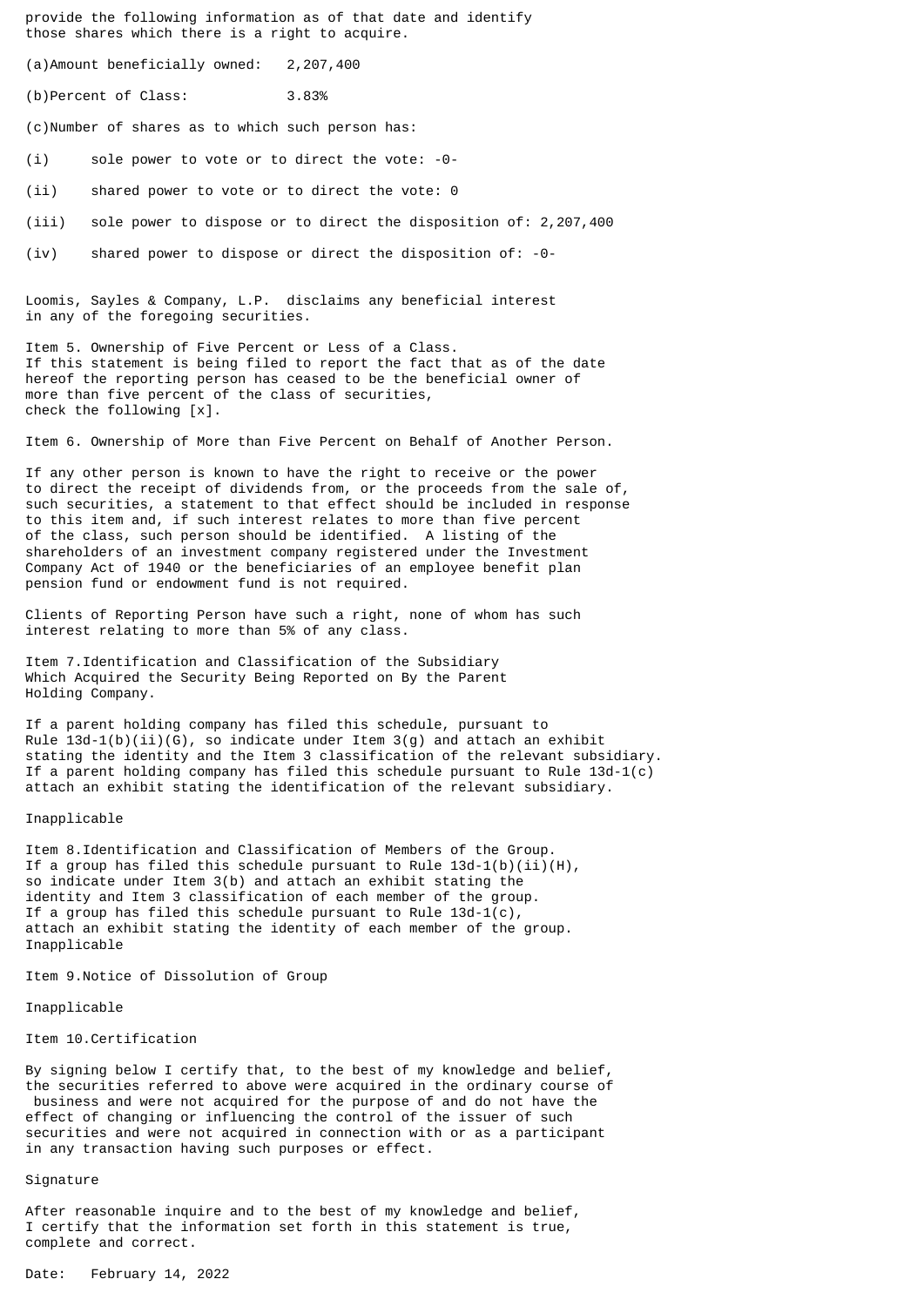provide the following information as of that date and identify those shares which there is a right to acquire.

(a)Amount beneficially owned: 2,207,400

(b)Percent of Class: 3.83%

(c)Number of shares as to which such person has:

(i) sole power to vote or to direct the vote: -0-

(ii) shared power to vote or to direct the vote: 0

(iii) sole power to dispose or to direct the disposition of: 2,207,400

(iv) shared power to dispose or direct the disposition of: -0-

Loomis, Sayles & Company, L.P. disclaims any beneficial interest in any of the foregoing securities.

Item 5. Ownership of Five Percent or Less of a Class.
If this statement is being filed to report the fact that as of the date hereof the reporting person has ceased to be the beneficial owner of more than five percent of the class of securities, check the following [x].

Item 6. Ownership of More than Five Percent on Behalf of Another Person.

If any other person is known to have the right to receive or the power to direct the receipt of dividends from, or the proceeds from the sale of, such securities, a statement to that effect should be included in response to this item and, if such interest relates to more than five percent of the class, such person should be identified. A listing of the shareholders of an investment company registered under the Investment Company Act of 1940 or the beneficiaries of an employee benefit plan pension fund or endowment fund is not required.

Clients of Reporting Person have such a right, none of whom has such interest relating to more than 5% of any class.

Item 7.Identification and Classification of the Subsidiary Which Acquired the Security Being Reported on By the Parent Holding Company.

If a parent holding company has filed this schedule, pursuant to Rule 13d-1(b)(ii)(G), so indicate under Item 3(g) and attach an exhibit stating the identity and the Item 3 classification of the relevant subsidiary. If a parent holding company has filed this schedule pursuant to Rule 13d-1(c) attach an exhibit stating the identification of the relevant subsidiary.

Inapplicable

Item 8.Identification and Classification of Members of the Group.
If a group has filed this schedule pursuant to Rule 13d-1(b)(ii)(H), so indicate under Item 3(b) and attach an exhibit stating the identity and Item 3 classification of each member of the group. If a group has filed this schedule pursuant to Rule 13d-1(c), attach an exhibit stating the identity of each member of the group.
Inapplicable

Item 9.Notice of Dissolution of Group

Inapplicable

Item 10.Certification

By signing below I certify that, to the best of my knowledge and belief, the securities referred to above were acquired in the ordinary course of business and were not acquired for the purpose of and do not have the effect of changing or influencing the control of the issuer of such securities and were not acquired in connection with or as a participant in any transaction having such purposes or effect.

Signature

After reasonable inquire and to the best of my knowledge and belief, I certify that the information set forth in this statement is true, complete and correct.

Date: February 14, 2022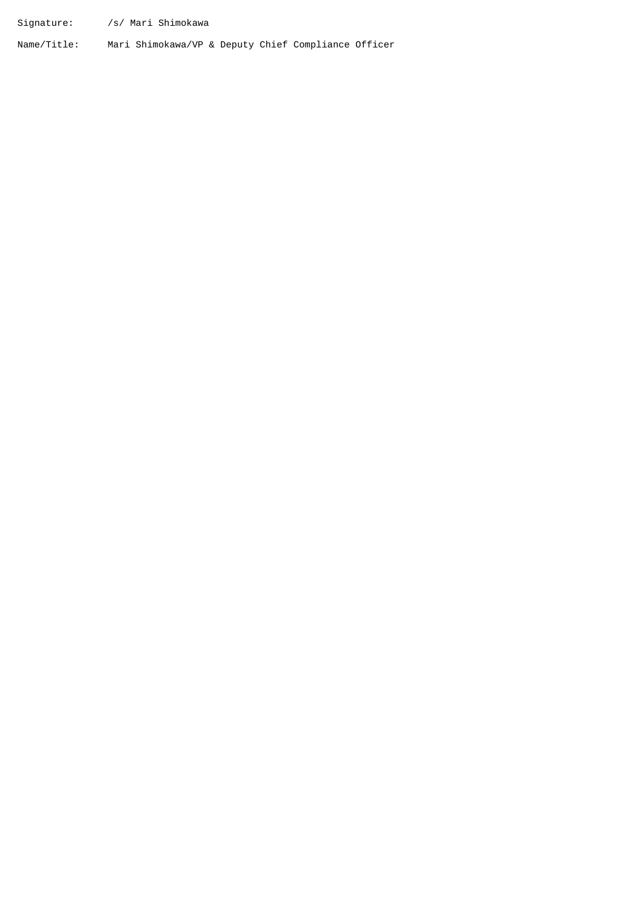Signature: /s/ Mari Shimokawa

Name/Title: Mari Shimokawa/VP & Deputy Chief Compliance Officer